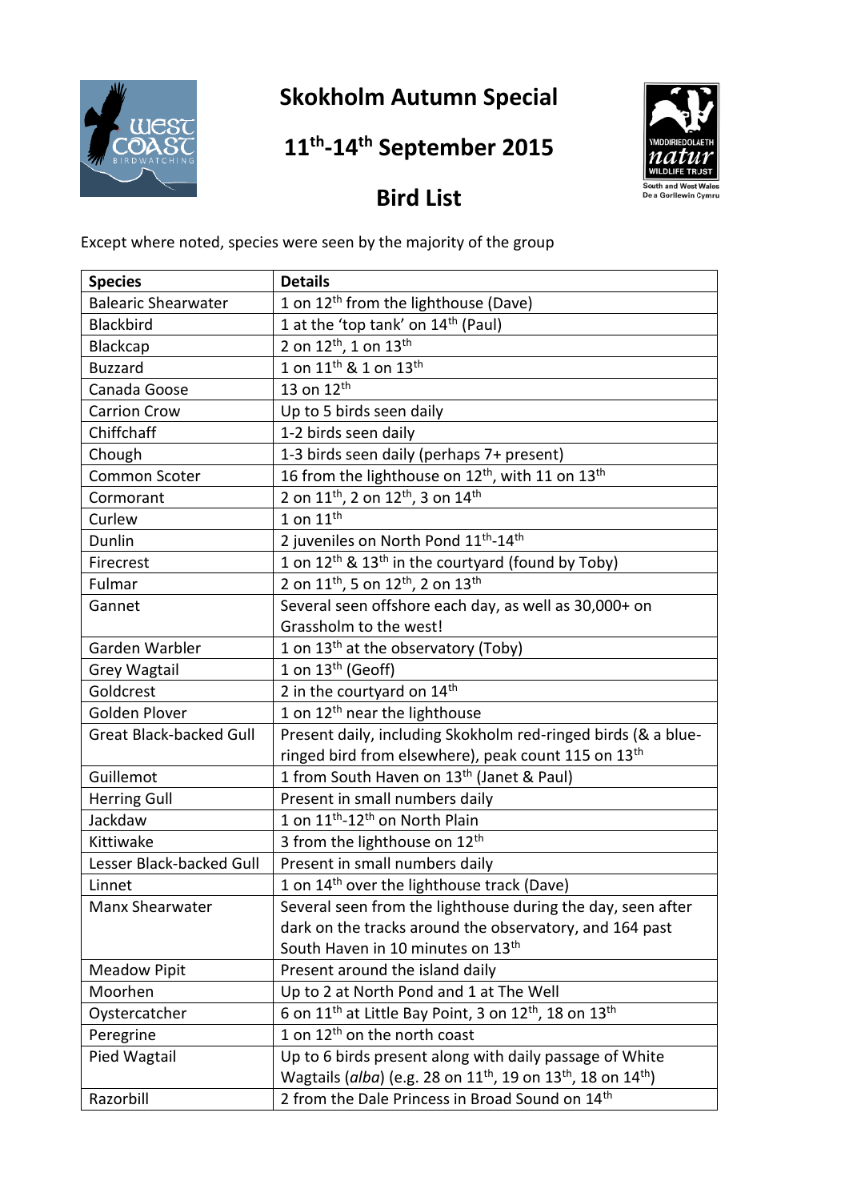# Skokholm Autumn Special

## 11th-14th September 2015

## Bird List

Except where noted, species were seen by the majority of the group

| Species | Details |
|---|---|
| Balearic Shearwater | 1 on 12th from the lighthouse (Dave) |
| Blackbird | 1 at the 'top tank' on 14th (Paul) |
| Blackcap | 2 on 12th, 1 on 13th |
| Buzzard | 1 on 11th & 1 on 13th |
| Canada Goose | 13 on 12th |
| Carrion Crow | Up to 5 birds seen daily |
| Chiffchaff | 1-2 birds seen daily |
| Chough | 1-3 birds seen daily (perhaps 7+ present) |
| Common Scoter | 16 from the lighthouse on 12th, with 11 on 13th |
| Cormorant | 2 on 11th, 2 on 12th, 3 on 14th |
| Curlew | 1 on 11th |
| Dunlin | 2 juveniles on North Pond 11th-14th |
| Firecrest | 1 on 12th & 13th in the courtyard (found by Toby) |
| Fulmar | 2 on 11th, 5 on 12th, 2 on 13th |
| Gannet | Several seen offshore each day, as well as 30,000+ on Grassholm to the west! |
| Garden Warbler | 1 on 13th at the observatory (Toby) |
| Grey Wagtail | 1 on 13th (Geoff) |
| Goldcrest | 2 in the courtyard on 14th |
| Golden Plover | 1 on 12th near the lighthouse |
| Great Black-backed Gull | Present daily, including Skokholm red-ringed birds (& a blue-ringed bird from elsewhere), peak count 115 on 13th |
| Guillemot | 1 from South Haven on 13th (Janet & Paul) |
| Herring Gull | Present in small numbers daily |
| Jackdaw | 1 on 11th-12th on North Plain |
| Kittiwake | 3 from the lighthouse on 12th |
| Lesser Black-backed Gull | Present in small numbers daily |
| Linnet | 1 on 14th over the lighthouse track (Dave) |
| Manx Shearwater | Several seen from the lighthouse during the day, seen after dark on the tracks around the observatory, and 164 past South Haven in 10 minutes on 13th |
| Meadow Pipit | Present around the island daily |
| Moorhen | Up to 2 at North Pond and 1 at The Well |
| Oystercatcher | 6 on 11th at Little Bay Point, 3 on 12th, 18 on 13th |
| Peregrine | 1 on 12th on the north coast |
| Pied Wagtail | Up to 6 birds present along with daily passage of White Wagtails (*alba*) (e.g. 28 on 11th, 19 on 13th, 18 on 14th) |
| Razorbill | 2 from the Dale Princess in Broad Sound on 14th |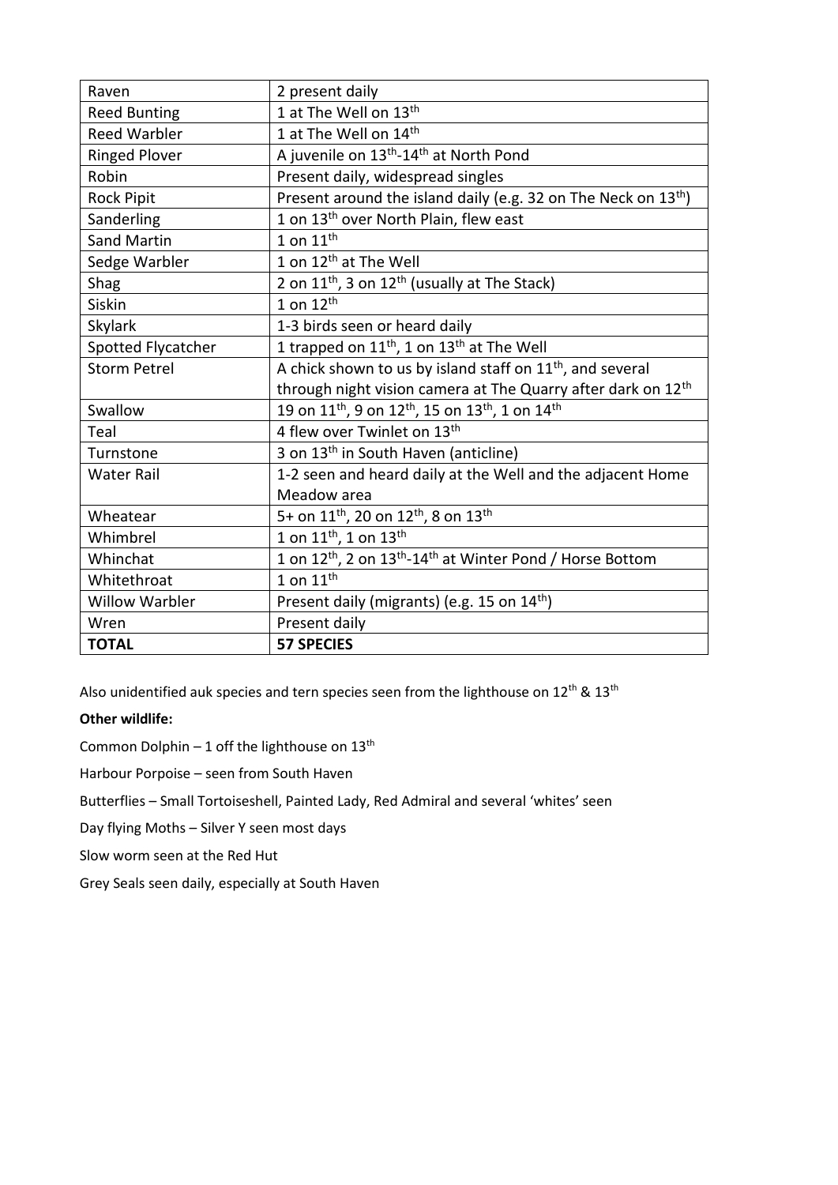| | |
|---|---|
| Raven | 2 present daily |
| Reed Bunting | 1 at The Well on 13th |
| Reed Warbler | 1 at The Well on 14th |
| Ringed Plover | A juvenile on 13th-14th at North Pond |
| Robin | Present daily, widespread singles |
| Rock Pipit | Present around the island daily (e.g. 32 on The Neck on 13th) |
| Sanderling | 1 on 13th over North Plain, flew east |
| Sand Martin | 1 on 11th |
| Sedge Warbler | 1 on 12th at The Well |
| Shag | 2 on 11th, 3 on 12th (usually at The Stack) |
| Siskin | 1 on 12th |
| Skylark | 1-3 birds seen or heard daily |
| Spotted Flycatcher | 1 trapped on 11th, 1 on 13th at The Well |
| Storm Petrel | A chick shown to us by island staff on 11th, and several through night vision camera at The Quarry after dark on 12th |
| Swallow | 19 on 11th, 9 on 12th, 15 on 13th, 1 on 14th |
| Teal | 4 flew over Twinlet on 13th |
| Turnstone | 3 on 13th in South Haven (anticline) |
| Water Rail | 1-2 seen and heard daily at the Well and the adjacent Home Meadow area |
| Wheatear | 5+ on 11th, 20 on 12th, 8 on 13th |
| Whimbrel | 1 on 11th, 1 on 13th |
| Whinchat | 1 on 12th, 2 on 13th-14th at Winter Pond / Horse Bottom |
| Whitethroat | 1 on 11th |
| Willow Warbler | Present daily (migrants) (e.g. 15 on 14th) |
| Wren | Present daily |
| **TOTAL** | **57 SPECIES** |

Also unidentified auk species and tern species seen from the lighthouse on 12th & 13th

**Other wildlife:**

Common Dolphin – 1 off the lighthouse on 13th

Harbour Porpoise – seen from South Haven

Butterflies – Small Tortoiseshell, Painted Lady, Red Admiral and several 'whites' seen

Day flying Moths – Silver Y seen most days

Slow worm seen at the Red Hut

Grey Seals seen daily, especially at South Haven